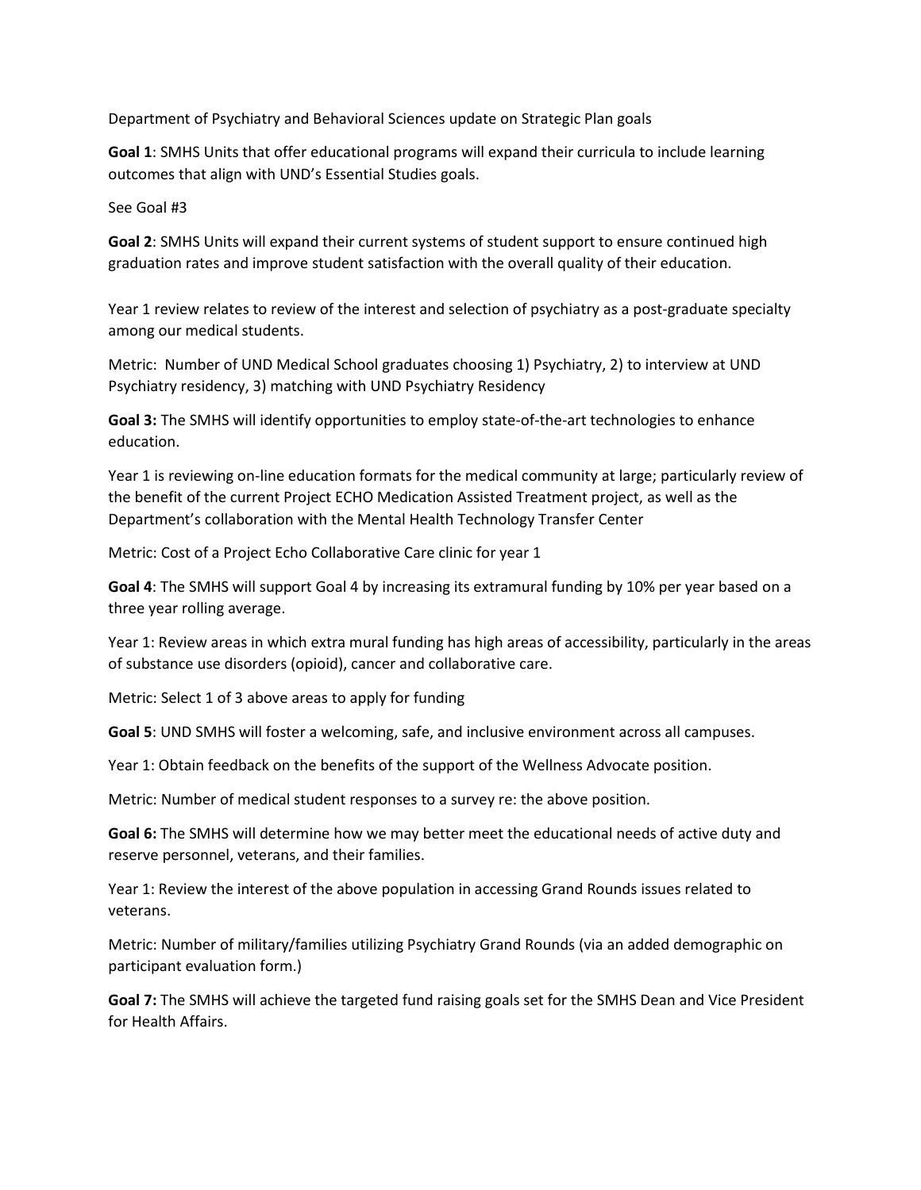Department of Psychiatry and Behavioral Sciences update on Strategic Plan goals

**Goal 1**: SMHS Units that offer educational programs will expand their curricula to include learning outcomes that align with UND's Essential Studies goals.

See Goal #3

**Goal 2**: SMHS Units will expand their current systems of student support to ensure continued high graduation rates and improve student satisfaction with the overall quality of their education.

Year 1 review relates to review of the interest and selection of psychiatry as a post-graduate specialty among our medical students.

Metric: Number of UND Medical School graduates choosing 1) Psychiatry, 2) to interview at UND Psychiatry residency, 3) matching with UND Psychiatry Residency

**Goal 3:** The SMHS will identify opportunities to employ state-of-the-art technologies to enhance education.

Year 1 is reviewing on-line education formats for the medical community at large; particularly review of the benefit of the current Project ECHO Medication Assisted Treatment project, as well as the Department's collaboration with the Mental Health Technology Transfer Center

Metric: Cost of a Project Echo Collaborative Care clinic for year 1

**Goal 4**: The SMHS will support Goal 4 by increasing its extramural funding by 10% per year based on a three year rolling average.

Year 1: Review areas in which extra mural funding has high areas of accessibility, particularly in the areas of substance use disorders (opioid), cancer and collaborative care.

Metric: Select 1 of 3 above areas to apply for funding

**Goal 5**: UND SMHS will foster a welcoming, safe, and inclusive environment across all campuses.

Year 1: Obtain feedback on the benefits of the support of the Wellness Advocate position.

Metric: Number of medical student responses to a survey re: the above position.

**Goal 6:** The SMHS will determine how we may better meet the educational needs of active duty and reserve personnel, veterans, and their families.

Year 1: Review the interest of the above population in accessing Grand Rounds issues related to veterans.

Metric: Number of military/families utilizing Psychiatry Grand Rounds (via an added demographic on participant evaluation form.)

**Goal 7:** The SMHS will achieve the targeted fund raising goals set for the SMHS Dean and Vice President for Health Affairs.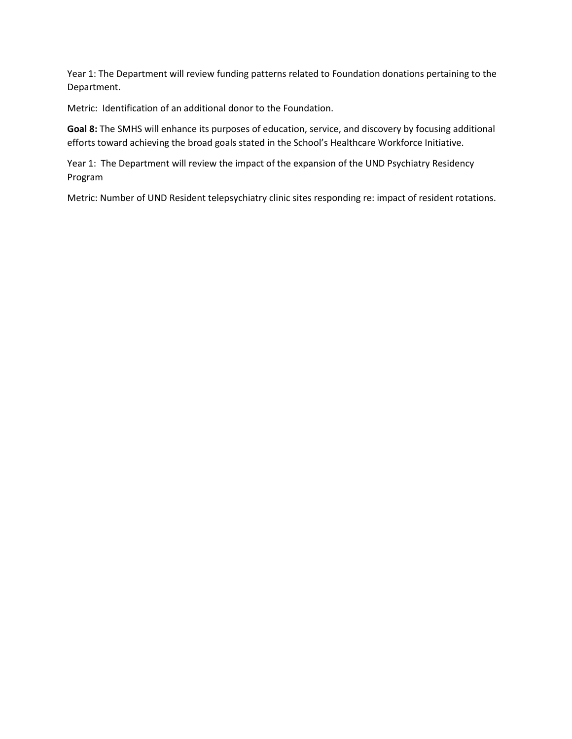Year 1: The Department will review funding patterns related to Foundation donations pertaining to the Department.

Metric: Identification of an additional donor to the Foundation.

**Goal 8:** The SMHS will enhance its purposes of education, service, and discovery by focusing additional efforts toward achieving the broad goals stated in the School's Healthcare Workforce Initiative.

Year 1: The Department will review the impact of the expansion of the UND Psychiatry Residency Program

Metric: Number of UND Resident telepsychiatry clinic sites responding re: impact of resident rotations.